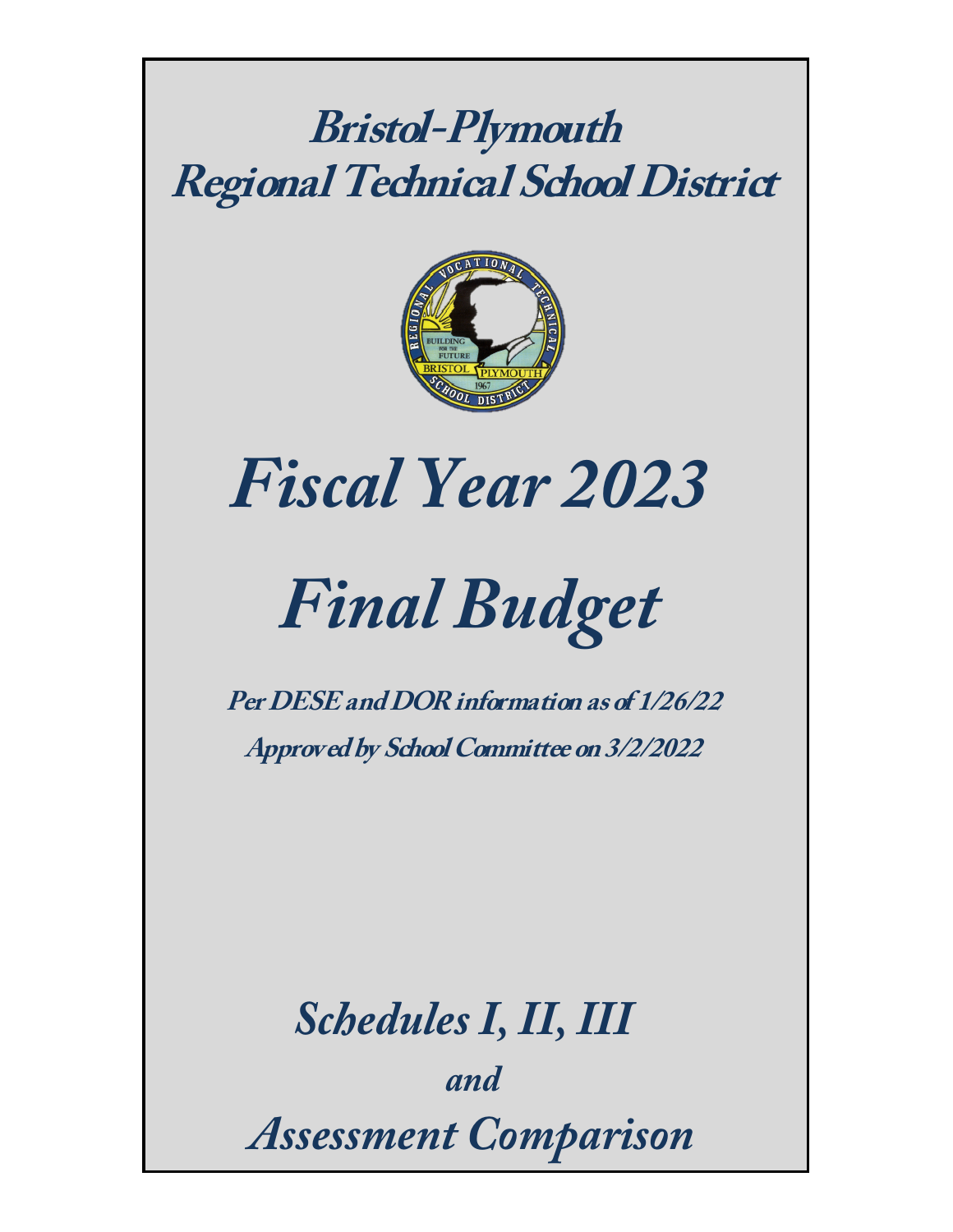# Bristol-Plymouth Regional Technical School District

# *Fiscal Year 2023*

# *Final Budget*

**Per DESE and DOR information as of 1/26/22**

**Approved by School Committee on 3/2/2022**

## *Schedules I, II, III*

*and*

## *Assessment Comparison*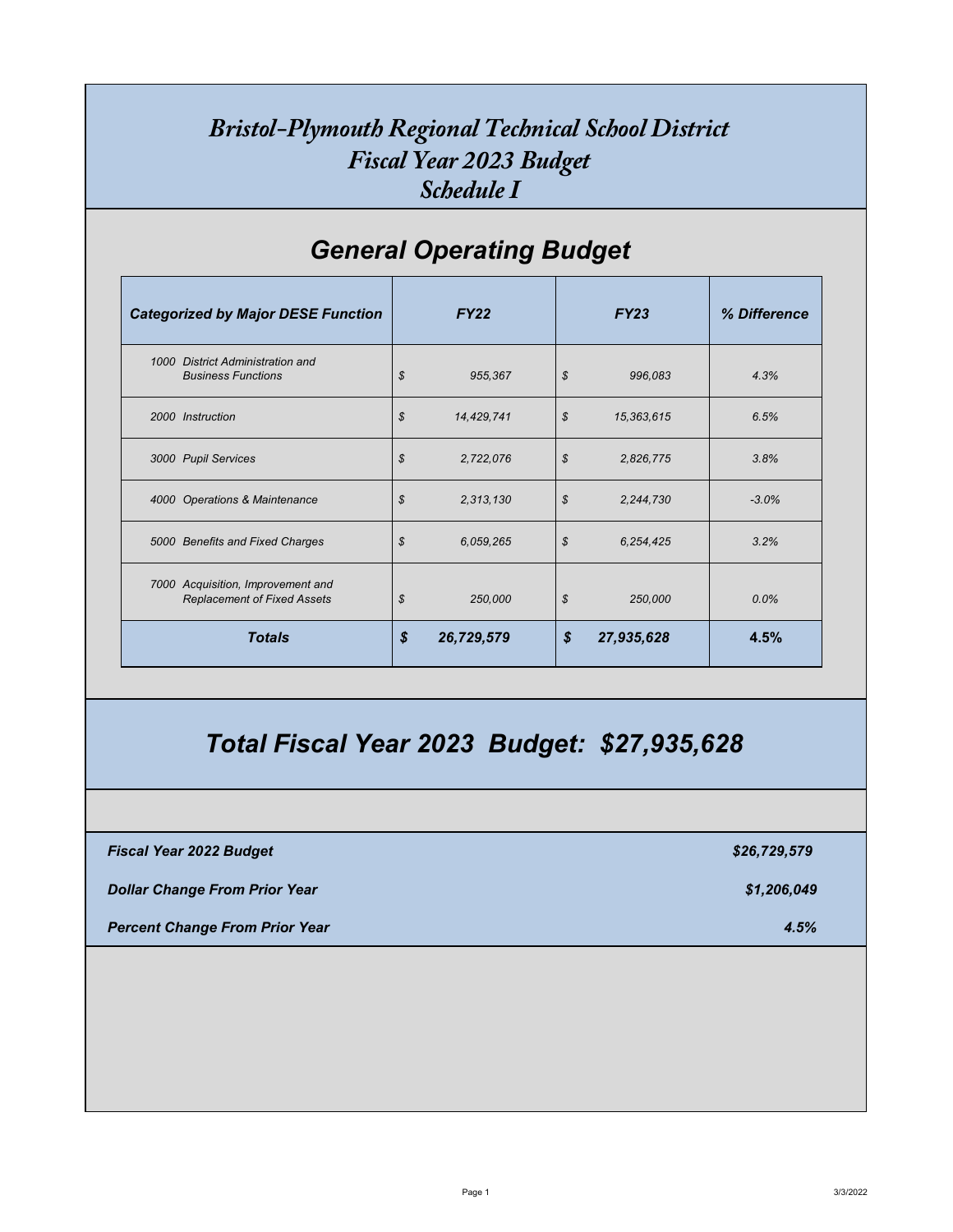# *Bristol-Plymouth Regional Technical School District*
# *Fiscal Year 2023 Budget*
# *Schedule I*

## *General Operating Budget*

| *Categorized by Major DESE Function* | *FY22* | *FY23* | *% Difference* |
|---|---|---|---|
| *1000 District Administration and Business Functions* | *$ 955,367* | *$ 996,083* | *4.3%* |
| *2000 Instruction* | *$ 14,429,741* | *$ 15,363,615* | *6.5%* |
| *3000 Pupil Services* | *$ 2,722,076* | *$ 2,826,775* | *3.8%* |
| *4000 Operations & Maintenance* | *$ 2,313,130* | *$ 2,244,730* | *-3.0%* |
| *5000 Benefits and Fixed Charges* | *$ 6,059,265* | *$ 6,254,425* | *3.2%* |
| *7000 Acquisition, Improvement and Replacement of Fixed Assets* | *$ 250,000* | *$ 250,000* | *0.0%* |
| ***Totals*** | ***$ 26,729,579*** | ***$ 27,935,628*** | ***4.5%*** |

## *Total Fiscal Year 2023 Budget: $27,935,628*

| | |
|---|---|
| ***Fiscal Year 2022 Budget*** | ***$26,729,579*** |
| ***Dollar Change From Prior Year*** | ***$1,206,049*** |
| ***Percent Change From Prior Year*** | ***4.5%*** |

3/3/2022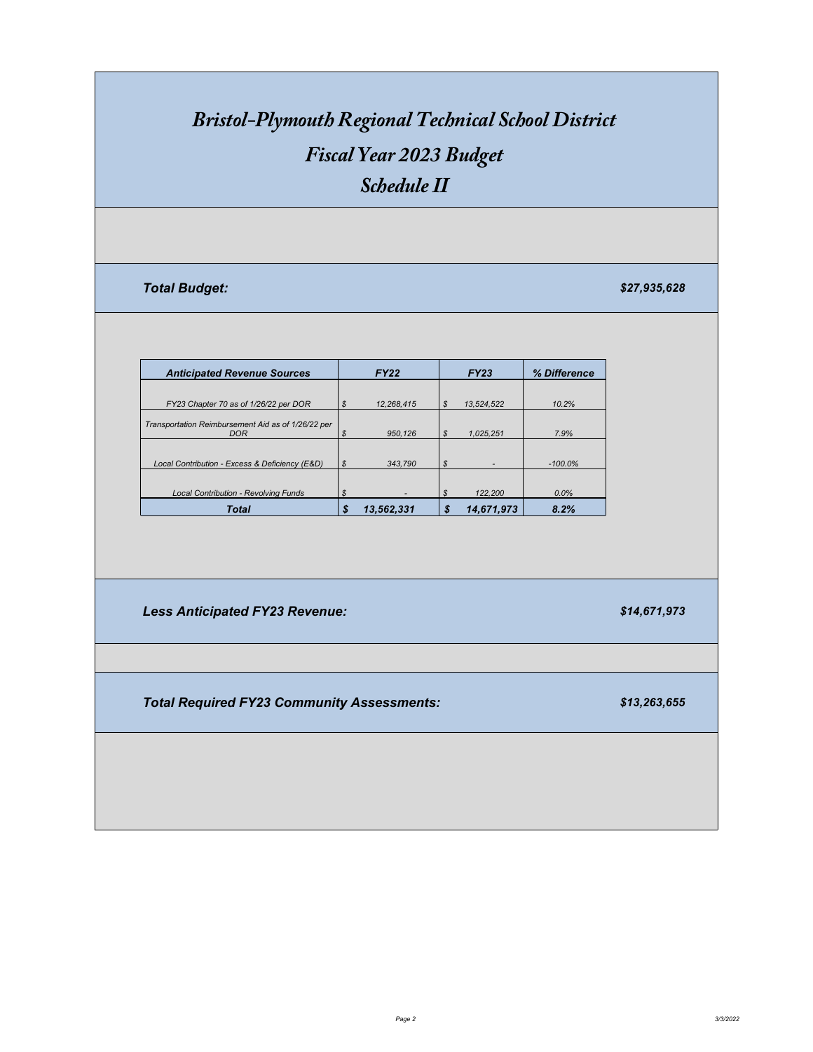# *Bristol-Plymouth Regional Technical School District*
## *Fiscal Year 2023 Budget*
## *Schedule II*

***Total Budget:*** ***$27,935,628***

| *Anticipated Revenue Sources* | *FY22* | *FY23* | *% Difference* |
|---|---|---|---|
| *FY23 Chapter 70 as of 1/26/22 per DOR* | *$ 12,268,415* | *$ 13,524,522* | *10.2%* |
| *Transportation Reimbursement Aid as of 1/26/22 per DOR* | *$ 950,126* | *$ 1,025,251* | *7.9%* |
| *Local Contribution - Excess & Deficiency (E&D)* | *$ 343,790* | *$ -* | *-100.0%* |
| *Local Contribution - Revolving Funds* | *$ -* | *$ 122,200* | *0.0%* |
| ***Total*** | ***$ 13,562,331*** | ***$ 14,671,973*** | ***8.2%*** |

***Less Anticipated FY23 Revenue:*** ***$14,671,973***

***Total Required FY23 Community Assessments:*** ***$13,263,655***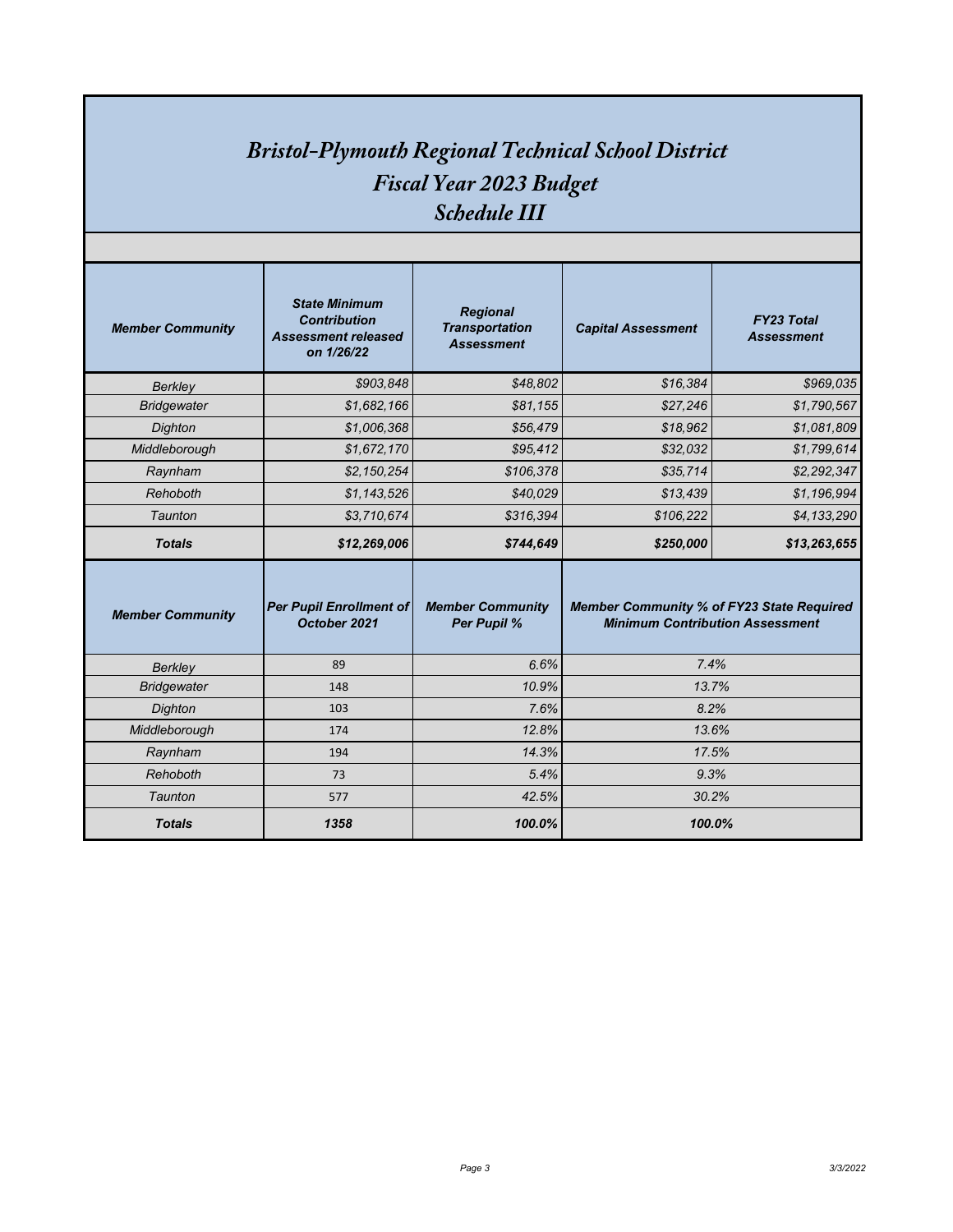# *Bristol-Plymouth Regional Technical School District*
## *Fiscal Year 2023 Budget*
## *Schedule III*

| ***Member Community*** | ***State Minimum Contribution Assessment released on 1/26/22*** | ***Regional Transportation Assessment*** | ***Capital Assessment*** | ***FY23 Total Assessment*** |
|---|---|---|---|---|
| *Berkley* | *$903,848* | *$48,802* | *$16,384* | *$969,035* |
| *Bridgewater* | *$1,682,166* | *$81,155* | *$27,246* | *$1,790,567* |
| *Dighton* | *$1,006,368* | *$56,479* | *$18,962* | *$1,081,809* |
| *Middleborough* | *$1,672,170* | *$95,412* | *$32,032* | *$1,799,614* |
| *Raynham* | *$2,150,254* | *$106,378* | *$35,714* | *$2,292,347* |
| *Rehoboth* | *$1,143,526* | *$40,029* | *$13,439* | *$1,196,994* |
| *Taunton* | *$3,710,674* | *$316,394* | *$106,222* | *$4,133,290* |
| ***Totals*** | ***$12,269,006*** | ***$744,649*** | ***$250,000*** | ***$13,263,655*** |

| ***Member Community*** | ***Per Pupil Enrollment of October 2021*** | ***Member Community Per Pupil %*** | ***Member Community % of FY23 State Required Minimum Contribution Assessment*** |
|---|---|---|---|
| *Berkley* | 89 | *6.6%* | *7.4%* |
| *Bridgewater* | 148 | *10.9%* | *13.7%* |
| *Dighton* | 103 | *7.6%* | *8.2%* |
| *Middleborough* | 174 | *12.8%* | *13.6%* |
| *Raynham* | 194 | *14.3%* | *17.5%* |
| *Rehoboth* | 73 | *5.4%* | *9.3%* |
| *Taunton* | 577 | *42.5%* | *30.2%* |
| ***Totals*** | ***1358*** | ***100.0%*** | ***100.0%*** |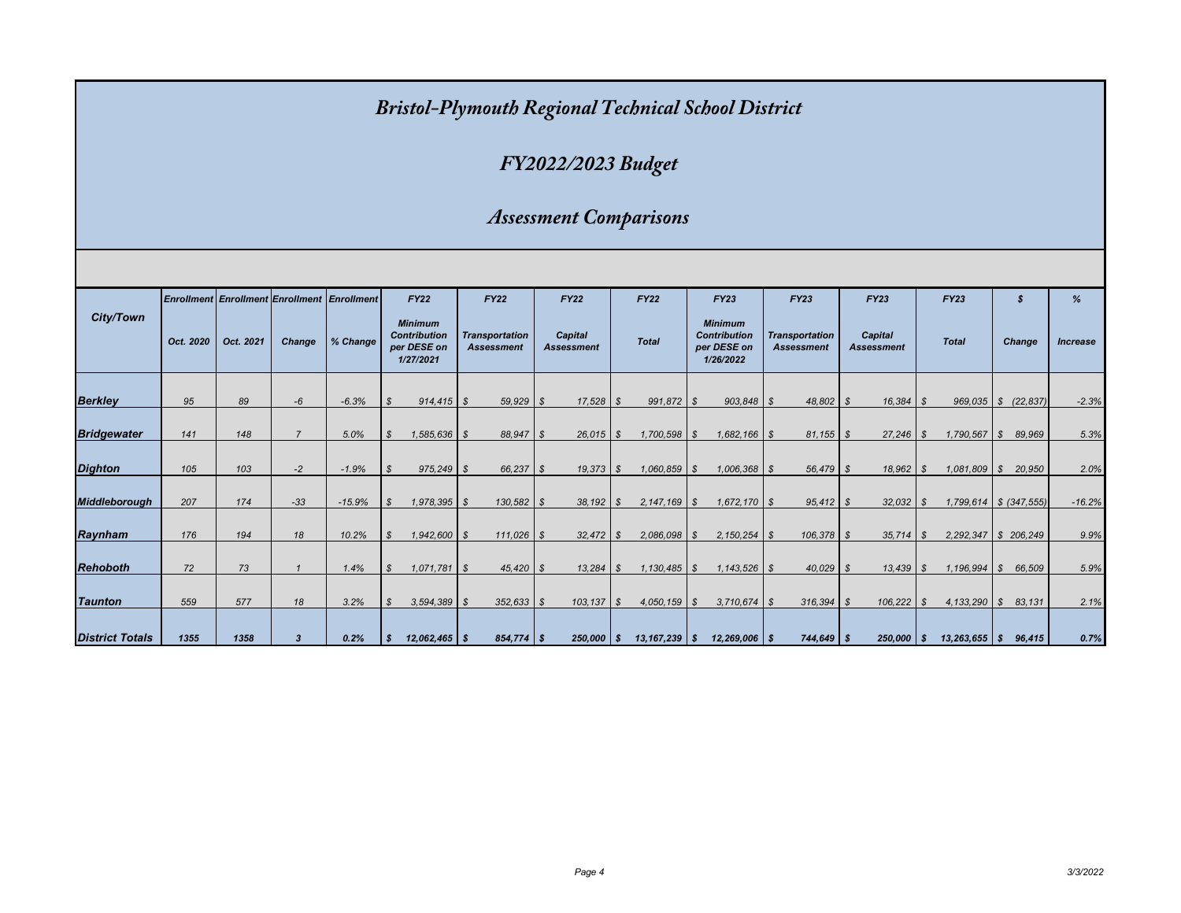# *Bristol-Plymouth Regional Technical School District*

## *FY2022/2023 Budget*

## *Assessment Comparisons*

| City/Town | Enrollment Oct. 2020 | Enrollment Oct. 2021 | Enrollment Change | Enrollment % Change | FY22 Minimum Contribution per DESE on 1/27/2021 | FY22 Transportation Assessment | FY22 Capital Assessment | FY22 Total | FY23 Minimum Contribution per DESE on 1/26/2022 | FY23 Transportation Assessment | FY23 Capital Assessment | FY23 Total | $ Change | % Increase |
|---|---|---|---|---|---|---|---|---|---|---|---|---|---|---|
| **Berkley** | 95 | 89 | -6 | -6.3% | $ 914,415 | $ 59,929 | $ 17,528 | $ 991,872 | $ 903,848 | $ 48,802 | $ 16,384 | $ 969,035 | $ (22,837) | -2.3% |
| **Bridgewater** | 141 | 148 | 7 | 5.0% | $ 1,585,636 | $ 88,947 | $ 26,015 | $ 1,700,598 | $ 1,682,166 | $ 81,155 | $ 27,246 | $ 1,790,567 | $ 89,969 | 5.3% |
| **Dighton** | 105 | 103 | -2 | -1.9% | $ 975,249 | $ 66,237 | $ 19,373 | $ 1,060,859 | $ 1,006,368 | $ 56,479 | $ 18,962 | $ 1,081,809 | $ 20,950 | 2.0% |
| **Middleborough** | 207 | 174 | -33 | -15.9% | $ 1,978,395 | $ 130,582 | $ 38,192 | $ 2,147,169 | $ 1,672,170 | $ 95,412 | $ 32,032 | $ 1,799,614 | $ (347,555) | -16.2% |
| **Raynham** | 176 | 194 | 18 | 10.2% | $ 1,942,600 | $ 111,026 | $ 32,472 | $ 2,086,098 | $ 2,150,254 | $ 106,378 | $ 35,714 | $ 2,292,347 | $ 206,249 | 9.9% |
| **Rehoboth** | 72 | 73 | 1 | 1.4% | $ 1,071,781 | $ 45,420 | $ 13,284 | $ 1,130,485 | $ 1,143,526 | $ 40,029 | $ 13,439 | $ 1,196,994 | $ 66,509 | 5.9% |
| **Taunton** | 559 | 577 | 18 | 3.2% | $ 3,594,389 | $ 352,633 | $ 103,137 | $ 4,050,159 | $ 3,710,674 | $ 316,394 | $ 106,222 | $ 4,133,290 | $ 83,131 | 2.1% |
| **District Totals** | **1355** | **1358** | **3** | **0.2%** | **$ 12,062,465** | **$ 854,774** | **$ 250,000** | **$ 13,167,239** | **$ 12,269,006** | **$ 744,649** | **$ 250,000** | **$ 13,263,655** | **$ 96,415** | **0.7%** |